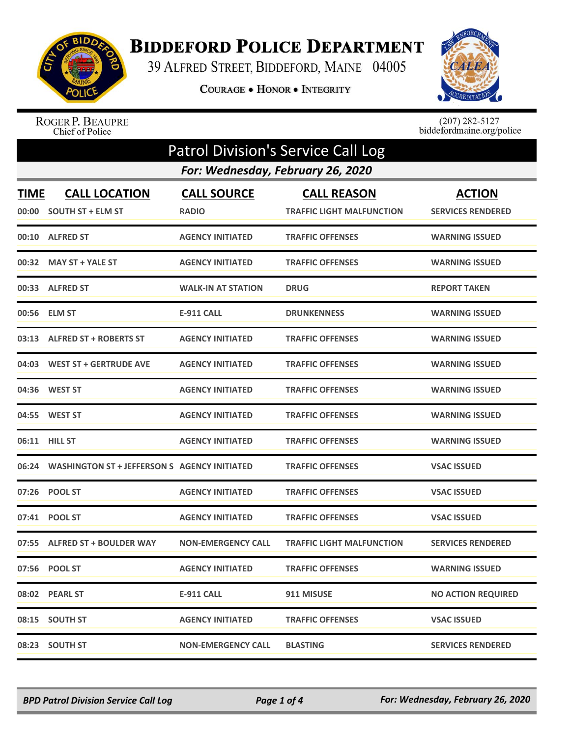# Biddeford Police Department

39 Alfred Street, Biddeford, Maine 04005

Courage • Honor • Integrity

Roger P. Beaupre
Chief of Police

(207) 282-5127
biddefordmaine.org/police

## Patrol Division's Service Call Log

### For: Wednesday, February 26, 2020

| TIME | CALL LOCATION | CALL SOURCE | CALL REASON | ACTION |
|---|---|---|---|---|
| 00:00 | SOUTH ST + ELM ST | RADIO | TRAFFIC LIGHT MALFUNCTION | SERVICES RENDERED |
| 00:10 | ALFRED ST | AGENCY INITIATED | TRAFFIC OFFENSES | WARNING ISSUED |
| 00:32 | MAY ST + YALE ST | AGENCY INITIATED | TRAFFIC OFFENSES | WARNING ISSUED |
| 00:33 | ALFRED ST | WALK-IN AT STATION | DRUG | REPORT TAKEN |
| 00:56 | ELM ST | E-911 CALL | DRUNKENNESS | WARNING ISSUED |
| 03:13 | ALFRED ST + ROBERTS ST | AGENCY INITIATED | TRAFFIC OFFENSES | WARNING ISSUED |
| 04:03 | WEST ST + GERTRUDE AVE | AGENCY INITIATED | TRAFFIC OFFENSES | WARNING ISSUED |
| 04:36 | WEST ST | AGENCY INITIATED | TRAFFIC OFFENSES | WARNING ISSUED |
| 04:55 | WEST ST | AGENCY INITIATED | TRAFFIC OFFENSES | WARNING ISSUED |
| 06:11 | HILL ST | AGENCY INITIATED | TRAFFIC OFFENSES | WARNING ISSUED |
| 06:24 | WASHINGTON ST + JEFFERSON S | AGENCY INITIATED | TRAFFIC OFFENSES | VSAC ISSUED |
| 07:26 | POOL ST | AGENCY INITIATED | TRAFFIC OFFENSES | VSAC ISSUED |
| 07:41 | POOL ST | AGENCY INITIATED | TRAFFIC OFFENSES | VSAC ISSUED |
| 07:55 | ALFRED ST + BOULDER WAY | NON-EMERGENCY CALL | TRAFFIC LIGHT MALFUNCTION | SERVICES RENDERED |
| 07:56 | POOL ST | AGENCY INITIATED | TRAFFIC OFFENSES | WARNING ISSUED |
| 08:02 | PEARL ST | E-911 CALL | 911 MISUSE | NO ACTION REQUIRED |
| 08:15 | SOUTH ST | AGENCY INITIATED | TRAFFIC OFFENSES | VSAC ISSUED |
| 08:23 | SOUTH ST | NON-EMERGENCY CALL | BLASTING | SERVICES RENDERED |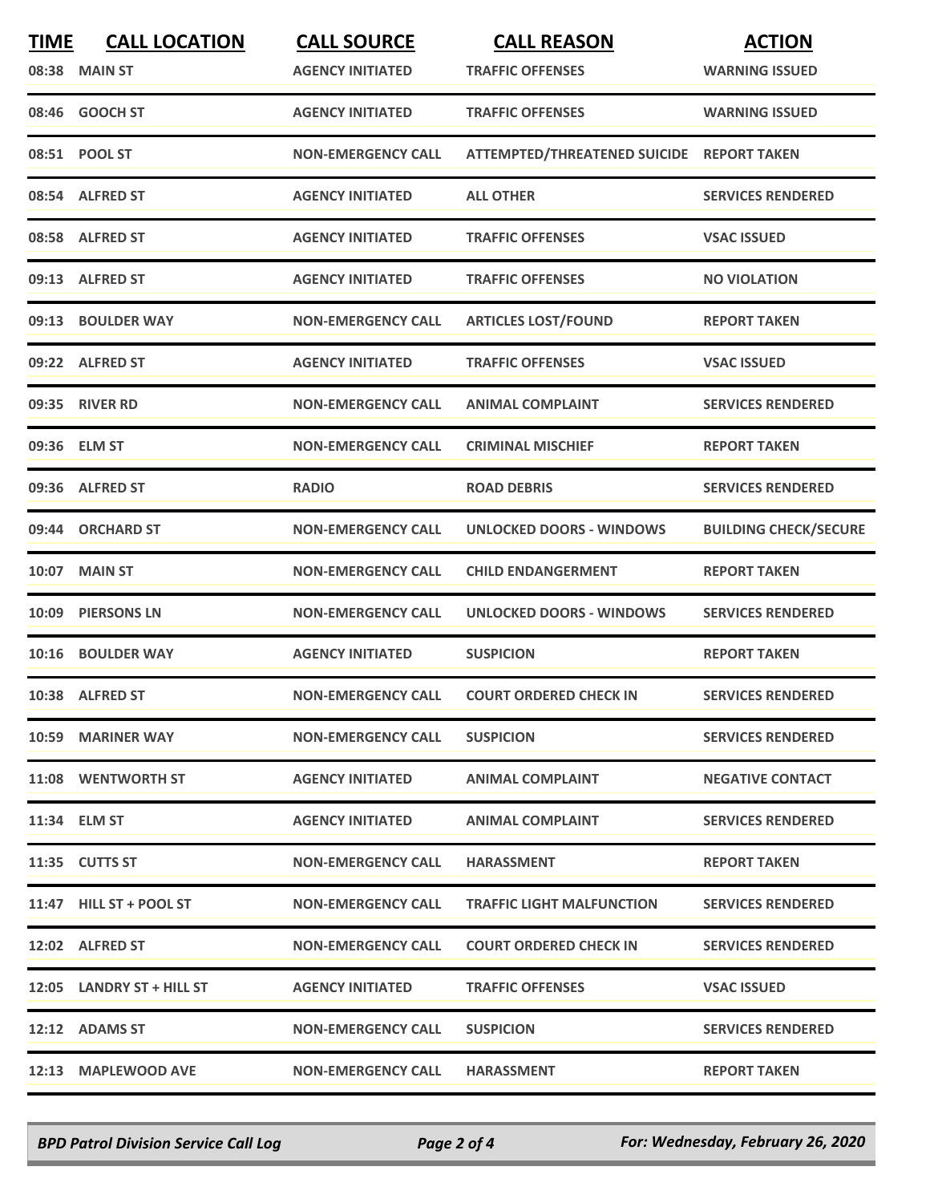| TIME | CALL LOCATION | CALL SOURCE | CALL REASON | ACTION |
|---|---|---|---|---|
| 08:38 | MAIN ST | AGENCY INITIATED | TRAFFIC OFFENSES | WARNING ISSUED |
| 08:46 | GOOCH ST | AGENCY INITIATED | TRAFFIC OFFENSES | WARNING ISSUED |
| 08:51 | POOL ST | NON-EMERGENCY CALL | ATTEMPTED/THREATENED SUICIDE | REPORT TAKEN |
| 08:54 | ALFRED ST | AGENCY INITIATED | ALL OTHER | SERVICES RENDERED |
| 08:58 | ALFRED ST | AGENCY INITIATED | TRAFFIC OFFENSES | VSAC ISSUED |
| 09:13 | ALFRED ST | AGENCY INITIATED | TRAFFIC OFFENSES | NO VIOLATION |
| 09:13 | BOULDER WAY | NON-EMERGENCY CALL | ARTICLES LOST/FOUND | REPORT TAKEN |
| 09:22 | ALFRED ST | AGENCY INITIATED | TRAFFIC OFFENSES | VSAC ISSUED |
| 09:35 | RIVER RD | NON-EMERGENCY CALL | ANIMAL COMPLAINT | SERVICES RENDERED |
| 09:36 | ELM ST | NON-EMERGENCY CALL | CRIMINAL MISCHIEF | REPORT TAKEN |
| 09:36 | ALFRED ST | RADIO | ROAD DEBRIS | SERVICES RENDERED |
| 09:44 | ORCHARD ST | NON-EMERGENCY CALL | UNLOCKED DOORS - WINDOWS | BUILDING CHECK/SECURE |
| 10:07 | MAIN ST | NON-EMERGENCY CALL | CHILD ENDANGERMENT | REPORT TAKEN |
| 10:09 | PIERSONS LN | NON-EMERGENCY CALL | UNLOCKED DOORS - WINDOWS | SERVICES RENDERED |
| 10:16 | BOULDER WAY | AGENCY INITIATED | SUSPICION | REPORT TAKEN |
| 10:38 | ALFRED ST | NON-EMERGENCY CALL | COURT ORDERED CHECK IN | SERVICES RENDERED |
| 10:59 | MARINER WAY | NON-EMERGENCY CALL | SUSPICION | SERVICES RENDERED |
| 11:08 | WENTWORTH ST | AGENCY INITIATED | ANIMAL COMPLAINT | NEGATIVE CONTACT |
| 11:34 | ELM ST | AGENCY INITIATED | ANIMAL COMPLAINT | SERVICES RENDERED |
| 11:35 | CUTTS ST | NON-EMERGENCY CALL | HARASSMENT | REPORT TAKEN |
| 11:47 | HILL ST + POOL ST | NON-EMERGENCY CALL | TRAFFIC LIGHT MALFUNCTION | SERVICES RENDERED |
| 12:02 | ALFRED ST | NON-EMERGENCY CALL | COURT ORDERED CHECK IN | SERVICES RENDERED |
| 12:05 | LANDRY ST + HILL ST | AGENCY INITIATED | TRAFFIC OFFENSES | VSAC ISSUED |
| 12:12 | ADAMS ST | NON-EMERGENCY CALL | SUSPICION | SERVICES RENDERED |
| 12:13 | MAPLEWOOD AVE | NON-EMERGENCY CALL | HARASSMENT | REPORT TAKEN |

*BPD Patrol Division Service Call Log* — *For: Wednesday, February 26, 2020*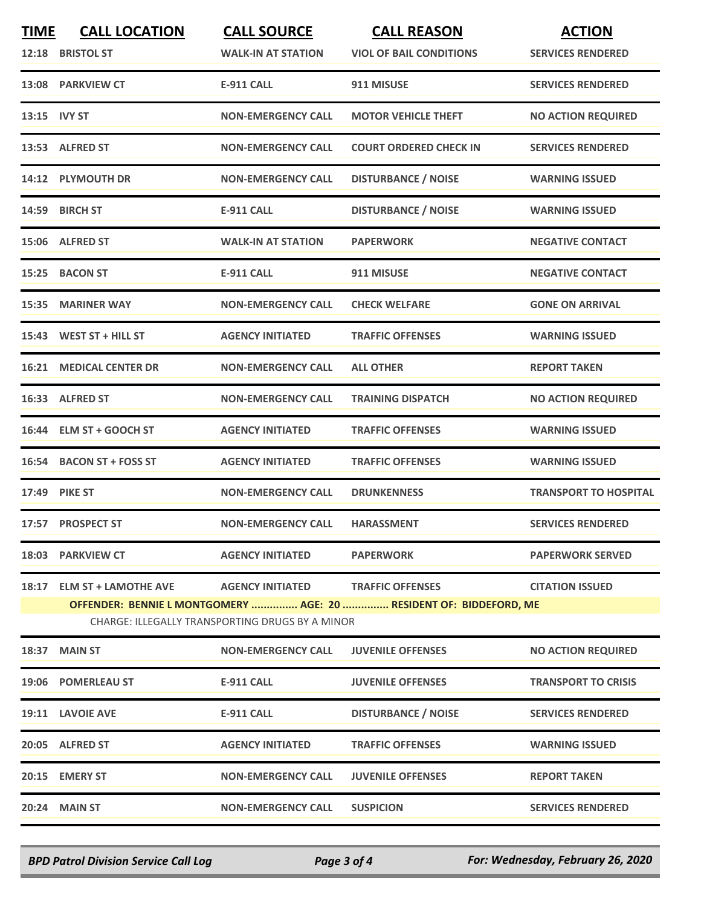| TIME | CALL LOCATION | CALL SOURCE | CALL REASON | ACTION |
|---|---|---|---|---|
| 12:18 | BRISTOL ST | WALK-IN AT STATION | VIOL OF BAIL CONDITIONS | SERVICES RENDERED |
| 13:08 | PARKVIEW CT | E-911 CALL | 911 MISUSE | SERVICES RENDERED |
| 13:15 | IVY ST | NON-EMERGENCY CALL | MOTOR VEHICLE THEFT | NO ACTION REQUIRED |
| 13:53 | ALFRED ST | NON-EMERGENCY CALL | COURT ORDERED CHECK IN | SERVICES RENDERED |
| 14:12 | PLYMOUTH DR | NON-EMERGENCY CALL | DISTURBANCE / NOISE | WARNING ISSUED |
| 14:59 | BIRCH ST | E-911 CALL | DISTURBANCE / NOISE | WARNING ISSUED |
| 15:06 | ALFRED ST | WALK-IN AT STATION | PAPERWORK | NEGATIVE CONTACT |
| 15:25 | BACON ST | E-911 CALL | 911 MISUSE | NEGATIVE CONTACT |
| 15:35 | MARINER WAY | NON-EMERGENCY CALL | CHECK WELFARE | GONE ON ARRIVAL |
| 15:43 | WEST ST + HILL ST | AGENCY INITIATED | TRAFFIC OFFENSES | WARNING ISSUED |
| 16:21 | MEDICAL CENTER DR | NON-EMERGENCY CALL | ALL OTHER | REPORT TAKEN |
| 16:33 | ALFRED ST | NON-EMERGENCY CALL | TRAINING DISPATCH | NO ACTION REQUIRED |
| 16:44 | ELM ST + GOOCH ST | AGENCY INITIATED | TRAFFIC OFFENSES | WARNING ISSUED |
| 16:54 | BACON ST + FOSS ST | AGENCY INITIATED | TRAFFIC OFFENSES | WARNING ISSUED |
| 17:49 | PIKE ST | NON-EMERGENCY CALL | DRUNKENNESS | TRANSPORT TO HOSPITAL |
| 17:57 | PROSPECT ST | NON-EMERGENCY CALL | HARASSMENT | SERVICES RENDERED |
| 18:03 | PARKVIEW CT | AGENCY INITIATED | PAPERWORK | PAPERWORK SERVED |
| 18:17 | ELM ST + LAMOTHE AVE | AGENCY INITIATED | TRAFFIC OFFENSES | CITATION ISSUED |
| | OFFENDER: BENNIE L MONTGOMERY ............... AGE: 20 ............... RESIDENT OF: BIDDEFORD, ME | | | |
| | CHARGE: ILLEGALLY TRANSPORTING DRUGS BY A MINOR | | | |
| 18:37 | MAIN ST | NON-EMERGENCY CALL | JUVENILE OFFENSES | NO ACTION REQUIRED |
| 19:06 | POMERLEAU ST | E-911 CALL | JUVENILE OFFENSES | TRANSPORT TO CRISIS |
| 19:11 | LAVOIE AVE | E-911 CALL | DISTURBANCE / NOISE | SERVICES RENDERED |
| 20:05 | ALFRED ST | AGENCY INITIATED | TRAFFIC OFFENSES | WARNING ISSUED |
| 20:15 | EMERY ST | NON-EMERGENCY CALL | JUVENILE OFFENSES | REPORT TAKEN |
| 20:24 | MAIN ST | NON-EMERGENCY CALL | SUSPICION | SERVICES RENDERED |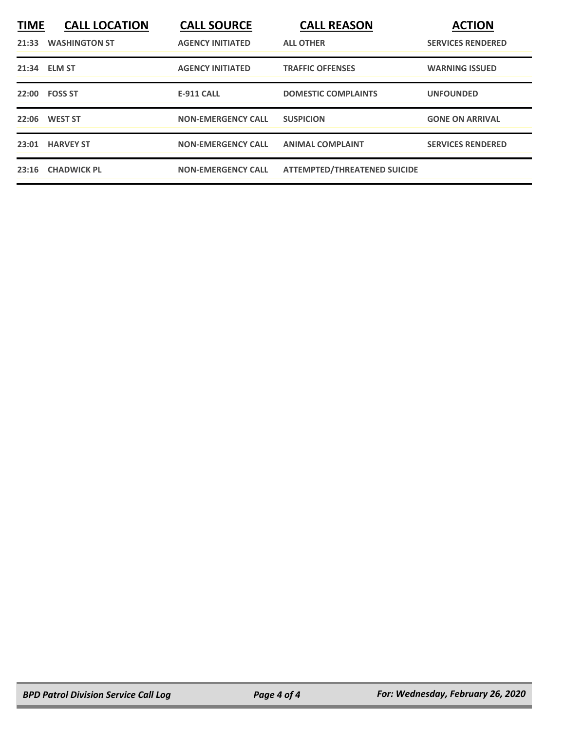| TIME | CALL LOCATION | CALL SOURCE | CALL REASON | ACTION |
|---|---|---|---|---|
| 21:33 | WASHINGTON ST | AGENCY INITIATED | ALL OTHER | SERVICES RENDERED |
| 21:34 | ELM ST | AGENCY INITIATED | TRAFFIC OFFENSES | WARNING ISSUED |
| 22:00 | FOSS ST | E-911 CALL | DOMESTIC COMPLAINTS | UNFOUNDED |
| 22:06 | WEST ST | NON-EMERGENCY CALL | SUSPICION | GONE ON ARRIVAL |
| 23:01 | HARVEY ST | NON-EMERGENCY CALL | ANIMAL COMPLAINT | SERVICES RENDERED |
| 23:16 | CHADWICK PL | NON-EMERGENCY CALL | ATTEMPTED/THREATENED SUICIDE | |

*BPD Patrol Division Service Call Log* *For: Wednesday, February 26, 2020*